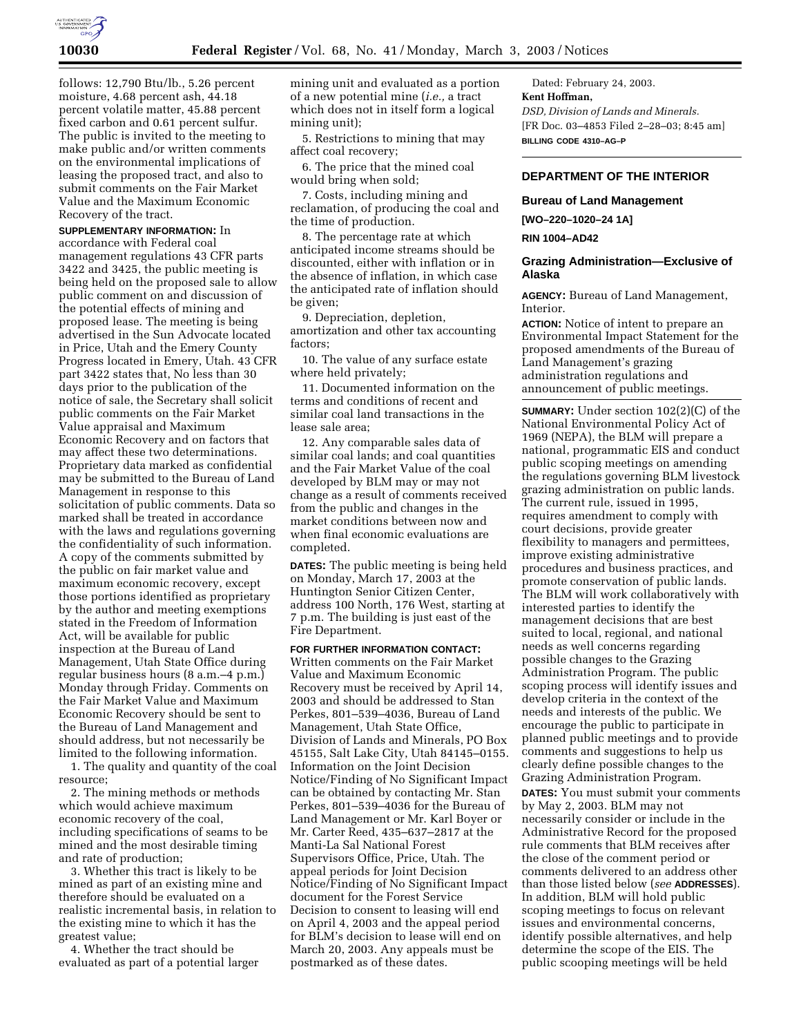follows: 12,790 Btu/lb., 5.26 percent moisture, 4.68 percent ash, 44.18 percent volatile matter, 45.88 percent fixed carbon and 0.61 percent sulfur. The public is invited to the meeting to make public and/or written comments on the environmental implications of leasing the proposed tract, and also to submit comments on the Fair Market Value and the Maximum Economic Recovery of the tract.

**SUPPLEMENTARY INFORMATION:** In accordance with Federal coal management regulations 43 CFR parts 3422 and 3425, the public meeting is being held on the proposed sale to allow public comment on and discussion of the potential effects of mining and proposed lease. The meeting is being advertised in the Sun Advocate located in Price, Utah and the Emery County Progress located in Emery, Utah. 43 CFR part 3422 states that, No less than 30 days prior to the publication of the notice of sale, the Secretary shall solicit public comments on the Fair Market Value appraisal and Maximum Economic Recovery and on factors that may affect these two determinations. Proprietary data marked as confidential may be submitted to the Bureau of Land Management in response to this solicitation of public comments. Data so marked shall be treated in accordance with the laws and regulations governing the confidentiality of such information. A copy of the comments submitted by the public on fair market value and maximum economic recovery, except those portions identified as proprietary by the author and meeting exemptions stated in the Freedom of Information Act, will be available for public inspection at the Bureau of Land Management, Utah State Office during regular business hours (8 a.m.–4 p.m.) Monday through Friday. Comments on the Fair Market Value and Maximum Economic Recovery should be sent to the Bureau of Land Management and should address, but not necessarily be limited to the following information.

1. The quality and quantity of the coal resource;

2. The mining methods or methods which would achieve maximum economic recovery of the coal, including specifications of seams to be mined and the most desirable timing and rate of production;

3. Whether this tract is likely to be mined as part of an existing mine and therefore should be evaluated on a realistic incremental basis, in relation to the existing mine to which it has the greatest value;

4. Whether the tract should be evaluated as part of a potential larger mining unit and evaluated as a portion of a new potential mine (*i.e.,* a tract which does not in itself form a logical mining unit);

5. Restrictions to mining that may affect coal recovery;

6. The price that the mined coal would bring when sold;

7. Costs, including mining and reclamation, of producing the coal and the time of production.

8. The percentage rate at which anticipated income streams should be discounted, either with inflation or in the absence of inflation, in which case the anticipated rate of inflation should be given;

9. Depreciation, depletion, amortization and other tax accounting factors;

10. The value of any surface estate where held privately;

11. Documented information on the terms and conditions of recent and similar coal land transactions in the lease sale area;

12. Any comparable sales data of similar coal lands; and coal quantities and the Fair Market Value of the coal developed by BLM may or may not change as a result of comments received from the public and changes in the market conditions between now and when final economic evaluations are completed.

**DATES:** The public meeting is being held on Monday, March 17, 2003 at the Huntington Senior Citizen Center, address 100 North, 176 West, starting at 7 p.m. The building is just east of the Fire Department.

**FOR FURTHER INFORMATION CONTACT:** Written comments on the Fair Market Value and Maximum Economic Recovery must be received by April 14, 2003 and should be addressed to Stan Perkes, 801–539–4036, Bureau of Land Management, Utah State Office, Division of Lands and Minerals, PO Box 45155, Salt Lake City, Utah 84145–0155. Information on the Joint Decision Notice/Finding of No Significant Impact can be obtained by contacting Mr. Stan Perkes, 801–539–4036 for the Bureau of Land Management or Mr. Karl Boyer or Mr. Carter Reed, 435–637–2817 at the Manti-La Sal National Forest Supervisors Office, Price, Utah. The appeal periods for Joint Decision Notice/Finding of No Significant Impact document for the Forest Service Decision to consent to leasing will end on April 4, 2003 and the appeal period for BLM's decision to lease will end on March 20, 2003. Any appeals must be postmarked as of these dates.

Dated: February 24, 2003.

**Kent Hoffman,**

*DSD, Division of Lands and Minerals.*

[FR Doc. 03–4853 Filed 2–28–03; 8:45 am]

**BILLING CODE 4310–AG–P**

---

## DEPARTMENT OF THE INTERIOR

### Bureau of Land Management

**[WO–220–1020–24 1A]**

**RIN 1004–AD42**

### Grazing Administration—Exclusive of Alaska

**AGENCY:** Bureau of Land Management, Interior.

**ACTION:** Notice of intent to prepare an Environmental Impact Statement for the proposed amendments of the Bureau of Land Management's grazing administration regulations and announcement of public meetings.

**SUMMARY:** Under section 102(2)(C) of the National Environmental Policy Act of 1969 (NEPA), the BLM will prepare a national, programmatic EIS and conduct public scoping meetings on amending the regulations governing BLM livestock grazing administration on public lands. The current rule, issued in 1995, requires amendment to comply with court decisions, provide greater flexibility to managers and permittees, improve existing administrative procedures and business practices, and promote conservation of public lands. The BLM will work collaboratively with interested parties to identify the management decisions that are best suited to local, regional, and national needs as well concerns regarding possible changes to the Grazing Administration Program. The public scoping process will identify issues and develop criteria in the context of the needs and interests of the public. We encourage the public to participate in planned public meetings and to provide comments and suggestions to help us clearly define possible changes to the Grazing Administration Program.

**DATES:** You must submit your comments by May 2, 2003. BLM may not necessarily consider or include in the Administrative Record for the proposed rule comments that BLM receives after the close of the comment period or comments delivered to an address other than those listed below (*see* **ADDRESSES**). In addition, BLM will hold public scoping meetings to focus on relevant issues and environmental concerns, identify possible alternatives, and help determine the scope of the EIS. The public scooping meetings will be held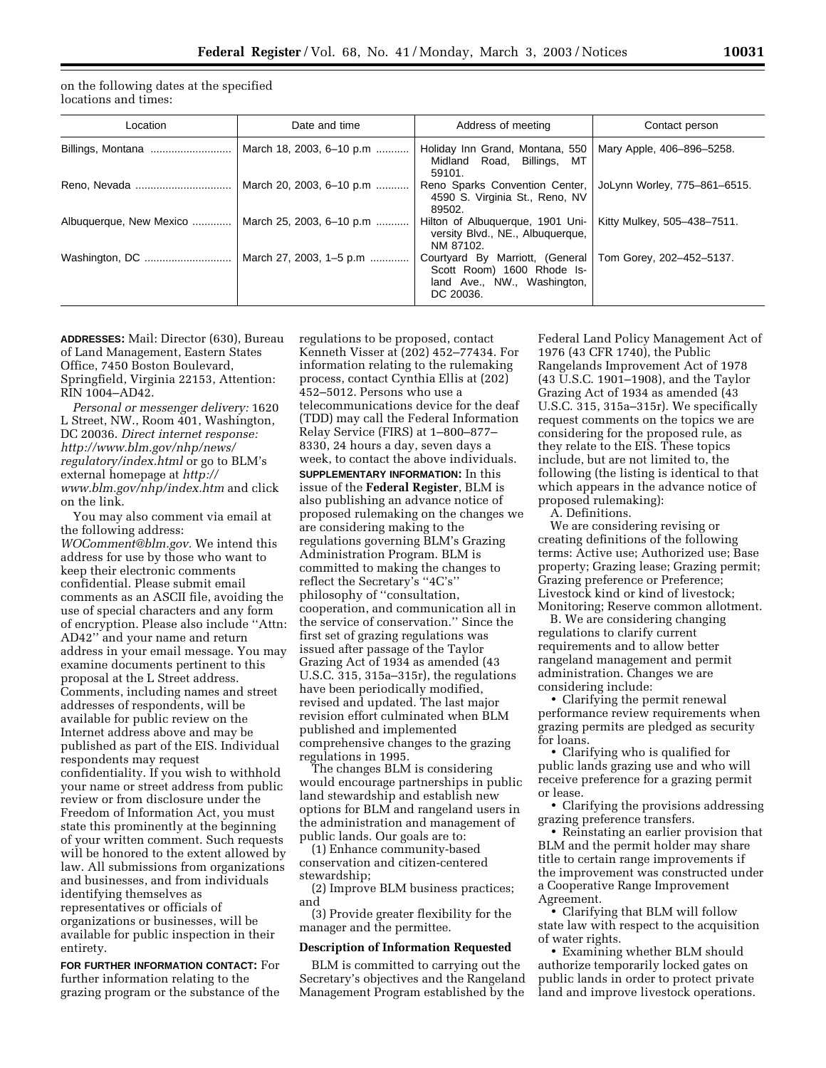on the following dates at the specified locations and times:

| Location | Date and time | Address of meeting | Contact person |
| --- | --- | --- | --- |
| Billings, Montana | March 18, 2003, 6–10 p.m | Holiday Inn Grand, Montana, 550 Midland Road, Billings, MT 59101. | Mary Apple, 406–896–5258. |
| Reno, Nevada | March 20, 2003, 6–10 p.m | Reno Sparks Convention Center, 4590 S. Virginia St., Reno, NV 89502. | JoLynn Worley, 775–861–6515. |
| Albuquerque, New Mexico | March 25, 2003, 6–10 p.m | Hilton of Albuquerque, 1901 University Blvd., NE., Albuquerque, NM 87102. | Kitty Mulkey, 505–438–7511. |
| Washington, DC | March 27, 2003, 1–5 p.m | Courtyard By Marriott, (General Scott Room) 1600 Rhode Island Ave., NW., Washington, DC 20036. | Tom Gorey, 202–452–5137. |

**ADDRESSES:** Mail: Director (630), Bureau of Land Management, Eastern States Office, 7450 Boston Boulevard, Springfield, Virginia 22153, Attention: RIN 1004–AD42.

*Personal or messenger delivery:* 1620 L Street, NW., Room 401, Washington, DC 20036. *Direct internet response: http://www.blm.gov/nhp/news/regulatory/index.html* or go to BLM's external homepage at *http://www.blm.gov/nhp/index.htm* and click on the link.

You may also comment via email at the following address: *WOComment@blm.gov.* We intend this address for use by those who want to keep their electronic comments confidential. Please submit email comments as an ASCII file, avoiding the use of special characters and any form of encryption. Please also include ''Attn: AD42'' and your name and return address in your email message. You may examine documents pertinent to this proposal at the L Street address. Comments, including names and street addresses of respondents, will be available for public review on the Internet address above and may be published as part of the EIS. Individual respondents may request confidentiality. If you wish to withhold your name or street address from public review or from disclosure under the Freedom of Information Act, you must state this prominently at the beginning of your written comment. Such requests will be honored to the extent allowed by law. All submissions from organizations and businesses, and from individuals identifying themselves as representatives or officials of organizations or businesses, will be available for public inspection in their entirety.

**FOR FURTHER INFORMATION CONTACT:** For further information relating to the grazing program or the substance of the regulations to be proposed, contact Kenneth Visser at (202) 452–77434. For information relating to the rulemaking process, contact Cynthia Ellis at (202) 452–5012. Persons who use a telecommunications device for the deaf (TDD) may call the Federal Information Relay Service (FIRS) at 1–800–877–8330, 24 hours a day, seven days a week, to contact the above individuals.

**SUPPLEMENTARY INFORMATION:** In this issue of the **Federal Register**, BLM is also publishing an advance notice of proposed rulemaking on the changes we are considering making to the regulations governing BLM's Grazing Administration Program. BLM is committed to making the changes to reflect the Secretary's ''4C's'' philosophy of ''consultation, cooperation, and communication all in the service of conservation.'' Since the first set of grazing regulations was issued after passage of the Taylor Grazing Act of 1934 as amended (43 U.S.C. 315, 315a–315r), the regulations have been periodically modified, revised and updated. The last major revision effort culminated when BLM published and implemented comprehensive changes to the grazing regulations in 1995.

The changes BLM is considering would encourage partnerships in public land stewardship and establish new options for BLM and rangeland users in the administration and management of public lands. Our goals are to:

(1) Enhance community-based conservation and citizen-centered stewardship;

(2) Improve BLM business practices; and

(3) Provide greater flexibility for the manager and the permittee.

**Description of Information Requested**

BLM is committed to carrying out the Secretary's objectives and the Rangeland Management Program established by the Federal Land Policy Management Act of 1976 (43 CFR 1740), the Public Rangelands Improvement Act of 1978 (43 U.S.C. 1901–1908), and the Taylor Grazing Act of 1934 as amended (43 U.S.C. 315, 315a–315r). We specifically request comments on the topics we are considering for the proposed rule, as they relate to the EIS. These topics include, but are not limited to, the following (the listing is identical to that which appears in the advance notice of proposed rulemaking):

A. Definitions.

We are considering revising or creating definitions of the following terms: Active use; Authorized use; Base property; Grazing lease; Grazing permit; Grazing preference or Preference; Livestock kind or kind of livestock; Monitoring; Reserve common allotment.

B. We are considering changing regulations to clarify current requirements and to allow better rangeland management and permit administration. Changes we are considering include:

- Clarifying the permit renewal performance review requirements when grazing permits are pledged as security for loans.
- Clarifying who is qualified for public lands grazing use and who will receive preference for a grazing permit or lease.
- Clarifying the provisions addressing grazing preference transfers.
- Reinstating an earlier provision that BLM and the permit holder may share title to certain range improvements if the improvement was constructed under a Cooperative Range Improvement Agreement.
- Clarifying that BLM will follow state law with respect to the acquisition of water rights.
- Examining whether BLM should authorize temporarily locked gates on public lands in order to protect private land and improve livestock operations.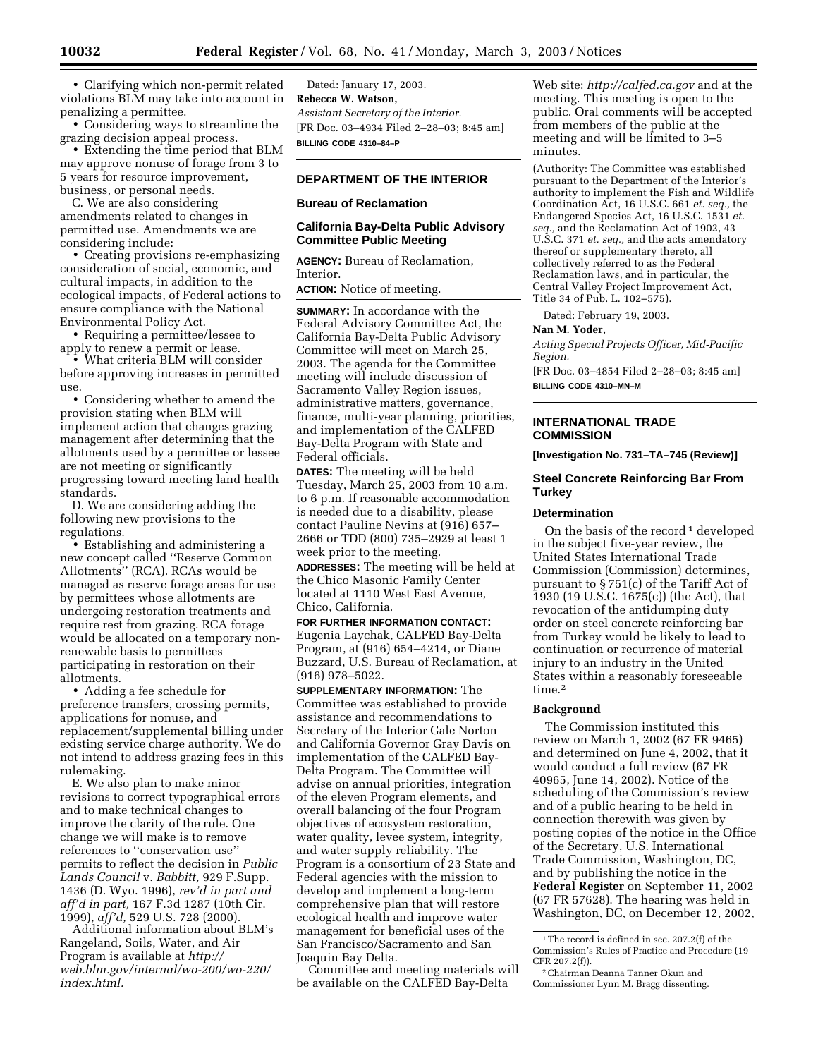• Clarifying which non-permit related violations BLM may take into account in penalizing a permittee.

• Considering ways to streamline the grazing decision appeal process.

• Extending the time period that BLM may approve nonuse of forage from 3 to 5 years for resource improvement, business, or personal needs.

C. We are also considering amendments related to changes in permitted use. Amendments we are considering include:

• Creating provisions re-emphasizing consideration of social, economic, and cultural impacts, in addition to the ecological impacts, of Federal actions to ensure compliance with the National Environmental Policy Act.

• Requiring a permittee/lessee to apply to renew a permit or lease.

• What criteria BLM will consider before approving increases in permitted use.

• Considering whether to amend the provision stating when BLM will implement action that changes grazing management after determining that the allotments used by a permittee or lessee are not meeting or significantly progressing toward meeting land health standards.

D. We are considering adding the following new provisions to the regulations.

• Establishing and administering a new concept called ''Reserve Common Allotments'' (RCA). RCAs would be managed as reserve forage areas for use by permittees whose allotments are undergoing restoration treatments and require rest from grazing. RCA forage would be allocated on a temporary non-renewable basis to permittees participating in restoration on their allotments.

• Adding a fee schedule for preference transfers, crossing permits, applications for nonuse, and replacement/supplemental billing under existing service charge authority. We do not intend to address grazing fees in this rulemaking.

E. We also plan to make minor revisions to correct typographical errors and to make technical changes to improve the clarity of the rule. One change we will make is to remove references to ''conservation use'' permits to reflect the decision in *Public Lands Council* v. *Babbitt,* 929 F.Supp. 1436 (D. Wyo. 1996), *rev'd in part and aff'd in part,* 167 F.3d 1287 (10th Cir. 1999), *aff'd,* 529 U.S. 728 (2000).

Additional information about BLM's Rangeland, Soils, Water, and Air Program is available at *http://web.blm.gov/internal/wo-200/wo-220/index.html.*

Dated: January 17, 2003.

**Rebecca W. Watson,**

*Assistant Secretary of the Interior.*

[FR Doc. 03–4934 Filed 2–28–03; 8:45 am]

**BILLING CODE 4310–84–P**

## DEPARTMENT OF THE INTERIOR

### Bureau of Reclamation

### California Bay-Delta Public Advisory Committee Public Meeting

**AGENCY:** Bureau of Reclamation, Interior.

**ACTION:** Notice of meeting.

**SUMMARY:** In accordance with the Federal Advisory Committee Act, the California Bay-Delta Public Advisory Committee will meet on March 25, 2003. The agenda for the Committee meeting will include discussion of Sacramento Valley Region issues, administrative matters, governance, finance, multi-year planning, priorities, and implementation of the CALFED Bay-Delta Program with State and Federal officials.

**DATES:** The meeting will be held Tuesday, March 25, 2003 from 10 a.m. to 6 p.m. If reasonable accommodation is needed due to a disability, please contact Pauline Nevins at (916) 657–2666 or TDD (800) 735–2929 at least 1 week prior to the meeting.

**ADDRESSES:** The meeting will be held at the Chico Masonic Family Center located at 1110 West East Avenue, Chico, California.

**FOR FURTHER INFORMATION CONTACT:** Eugenia Laychak, CALFED Bay-Delta Program, at (916) 654–4214, or Diane Buzzard, U.S. Bureau of Reclamation, at (916) 978–5022.

**SUPPLEMENTARY INFORMATION:** The Committee was established to provide assistance and recommendations to Secretary of the Interior Gale Norton and California Governor Gray Davis on implementation of the CALFED Bay-Delta Program. The Committee will advise on annual priorities, integration of the eleven Program elements, and overall balancing of the four Program objectives of ecosystem restoration, water quality, levee system, integrity, and water supply reliability. The Program is a consortium of 23 State and Federal agencies with the mission to develop and implement a long-term comprehensive plan that will restore ecological health and improve water management for beneficial uses of the San Francisco/Sacramento and San Joaquin Bay Delta.

Committee and meeting materials will be available on the CALFED Bay-Delta Web site: *http://calfed.ca.gov* and at the meeting. This meeting is open to the public. Oral comments will be accepted from members of the public at the meeting and will be limited to 3–5 minutes.

(Authority: The Committee was established pursuant to the Department of the Interior's authority to implement the Fish and Wildlife Coordination Act, 16 U.S.C. 661 *et. seq.,* the Endangered Species Act, 16 U.S.C. 1531 *et. seq.,* and the Reclamation Act of 1902, 43 U.S.C. 371 *et. seq.,* and the acts amendatory thereof or supplementary thereto, all collectively referred to as the Federal Reclamation laws, and in particular, the Central Valley Project Improvement Act, Title 34 of Pub. L. 102–575).

Dated: February 19, 2003.

**Nan M. Yoder,**

*Acting Special Projects Officer, Mid-Pacific Region.*

[FR Doc. 03–4854 Filed 2–28–03; 8:45 am]

**BILLING CODE 4310–MN–M**

## INTERNATIONAL TRADE COMMISSION

**[Investigation No. 731–TA–745 (Review)]**

### Steel Concrete Reinforcing Bar From Turkey

#### Determination

On the basis of the record [1] developed in the subject five-year review, the United States International Trade Commission (Commission) determines, pursuant to § 751(c) of the Tariff Act of 1930 (19 U.S.C. 1675(c)) (the Act), that revocation of the antidumping duty order on steel concrete reinforcing bar from Turkey would be likely to lead to continuation or recurrence of material injury to an industry in the United States within a reasonably foreseeable time.[2]

#### Background

The Commission instituted this review on March 1, 2002 (67 FR 9465) and determined on June 4, 2002, that it would conduct a full review (67 FR 40965, June 14, 2002). Notice of the scheduling of the Commission's review and of a public hearing to be held in connection therewith was given by posting copies of the notice in the Office of the Secretary, U.S. International Trade Commission, Washington, DC, and by publishing the notice in the **Federal Register** on September 11, 2002 (67 FR 57628). The hearing was held in Washington, DC, on December 12, 2002,

[1] The record is defined in sec. 207.2(f) of the Commission's Rules of Practice and Procedure (19 CFR 207.2(f)).

[2] Chairman Deanna Tanner Okun and Commissioner Lynn M. Bragg dissenting.